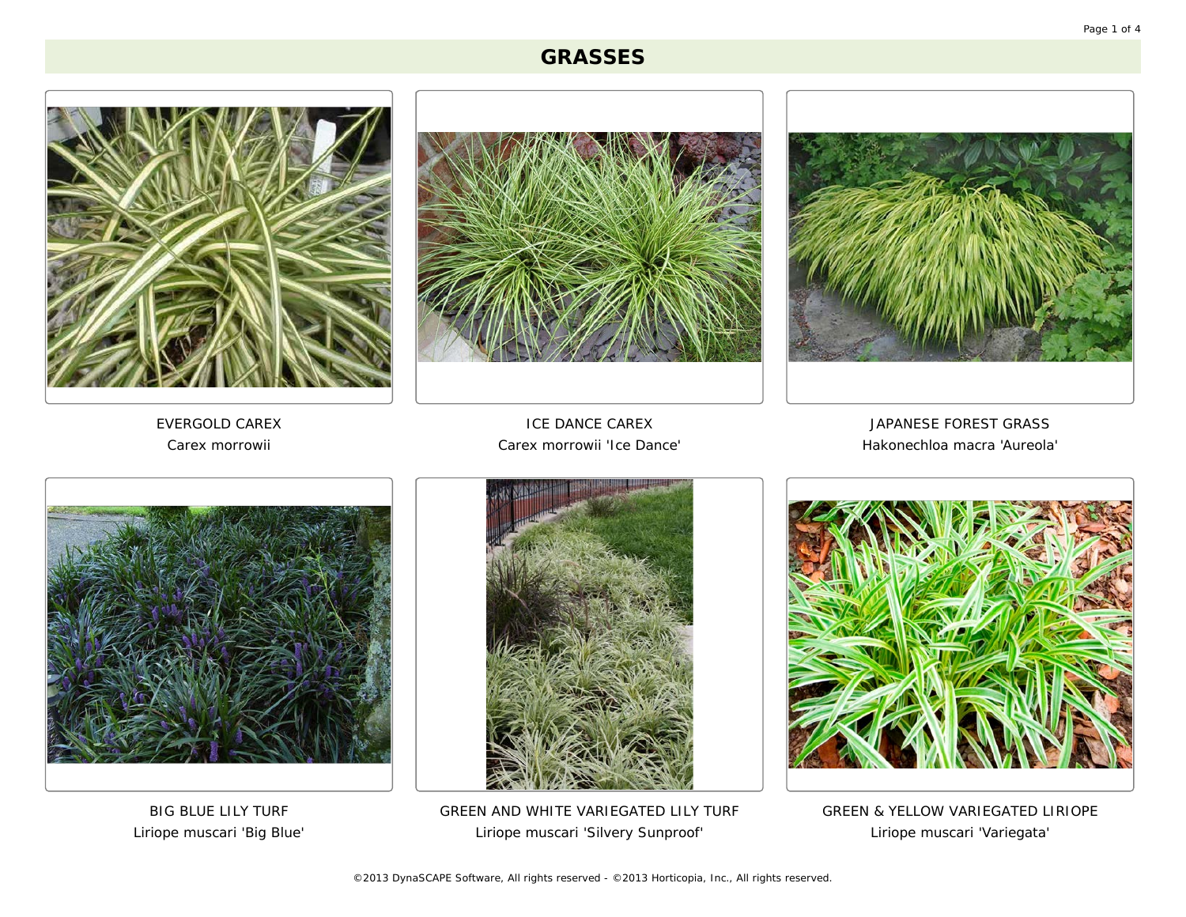# GRASSES

EVERGOLD CAREX
Carex morrowii

ICE DANCE CAREX
Carex morrowii 'Ice Dance'

JAPANESE FOREST GRASS
Hakonechloa macra 'Aureola'

BIG BLUE LILY TURF
Liriope muscari 'Big Blue'

GREEN AND WHITE VARIEGATED LILY TURF
Liriope muscari 'Silvery Sunproof'

GREEN & YELLOW VARIEGATED LIRIOPE
Liriope muscari 'Variegata'

©2013 DynaSCAPE Software, All rights reserved - ©2013 Horticopia, Inc., All rights reserved.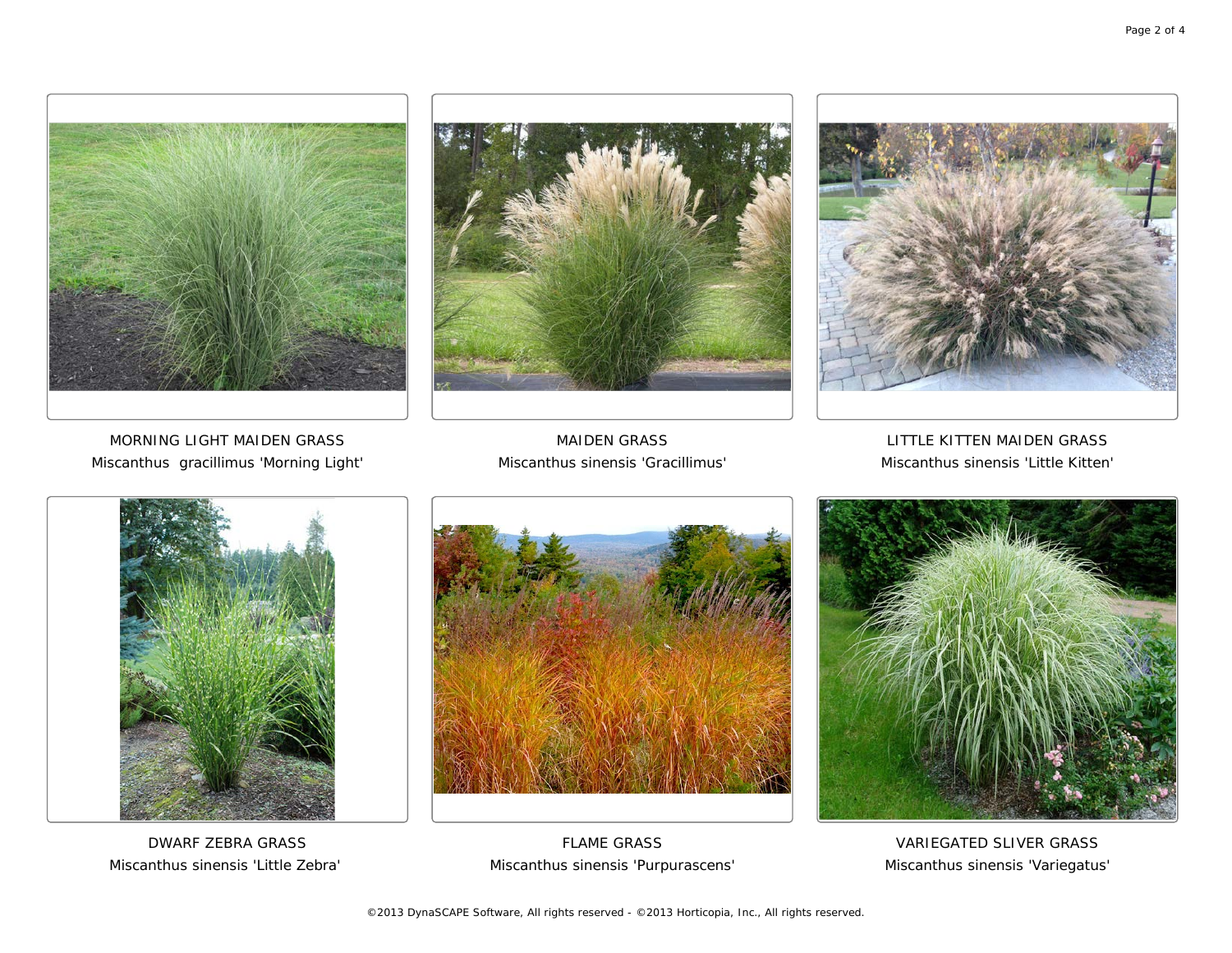MORNING LIGHT MAIDEN GRASS
Miscanthus  gracillimus 'Morning Light'

MAIDEN GRASS
Miscanthus sinensis 'Gracillimus'

LITTLE KITTEN MAIDEN GRASS
Miscanthus sinensis 'Little Kitten'

DWARF ZEBRA GRASS
Miscanthus sinensis 'Little Zebra'

FLAME GRASS
Miscanthus sinensis 'Purpurascens'

VARIEGATED SLIVER GRASS
Miscanthus sinensis 'Variegatus'

©2013 DynaSCAPE Software, All rights reserved - ©2013 Horticopia, Inc., All rights reserved.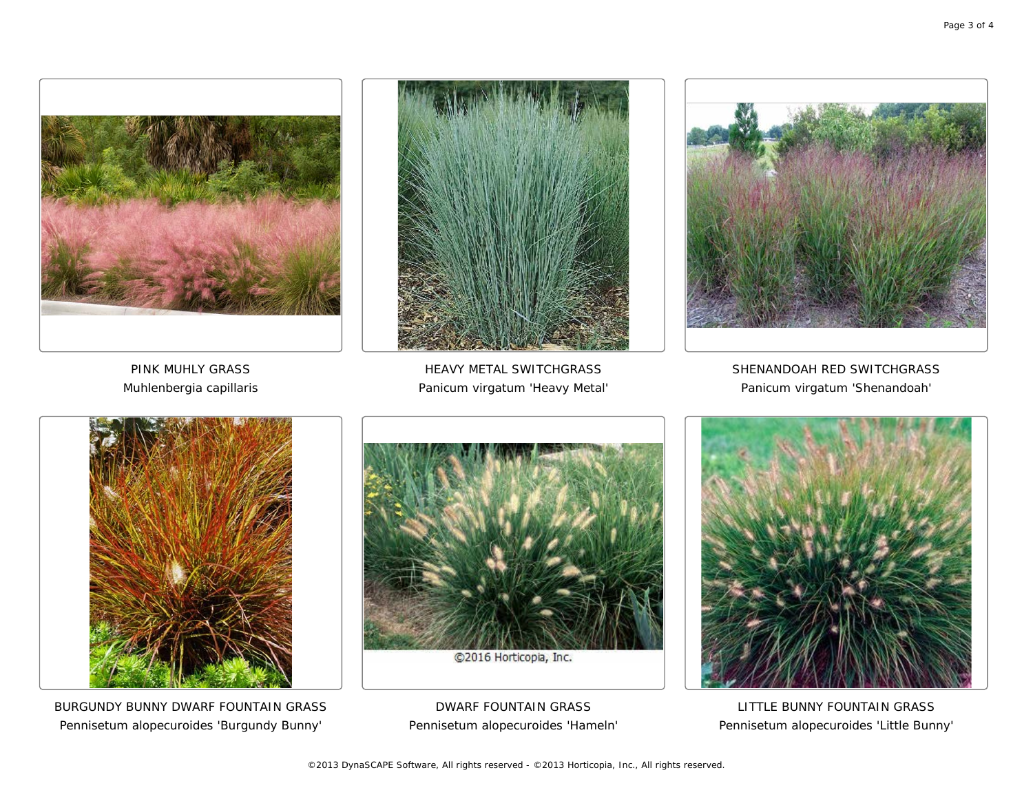PINK MUHLY GRASS
Muhlenbergia capillaris

HEAVY METAL SWITCHGRASS
Panicum virgatum 'Heavy Metal'

SHENANDOAH RED SWITCHGRASS
Panicum virgatum 'Shenandoah'

©2016 Horticopia, Inc.

BURGUNDY BUNNY DWARF FOUNTAIN GRASS
Pennisetum alopecuroides 'Burgundy Bunny'

DWARF FOUNTAIN GRASS
Pennisetum alopecuroides 'Hameln'

LITTLE BUNNY FOUNTAIN GRASS
Pennisetum alopecuroides 'Little Bunny'

©2013 DynaSCAPE Software, All rights reserved - ©2013 Horticopia, Inc., All rights reserved.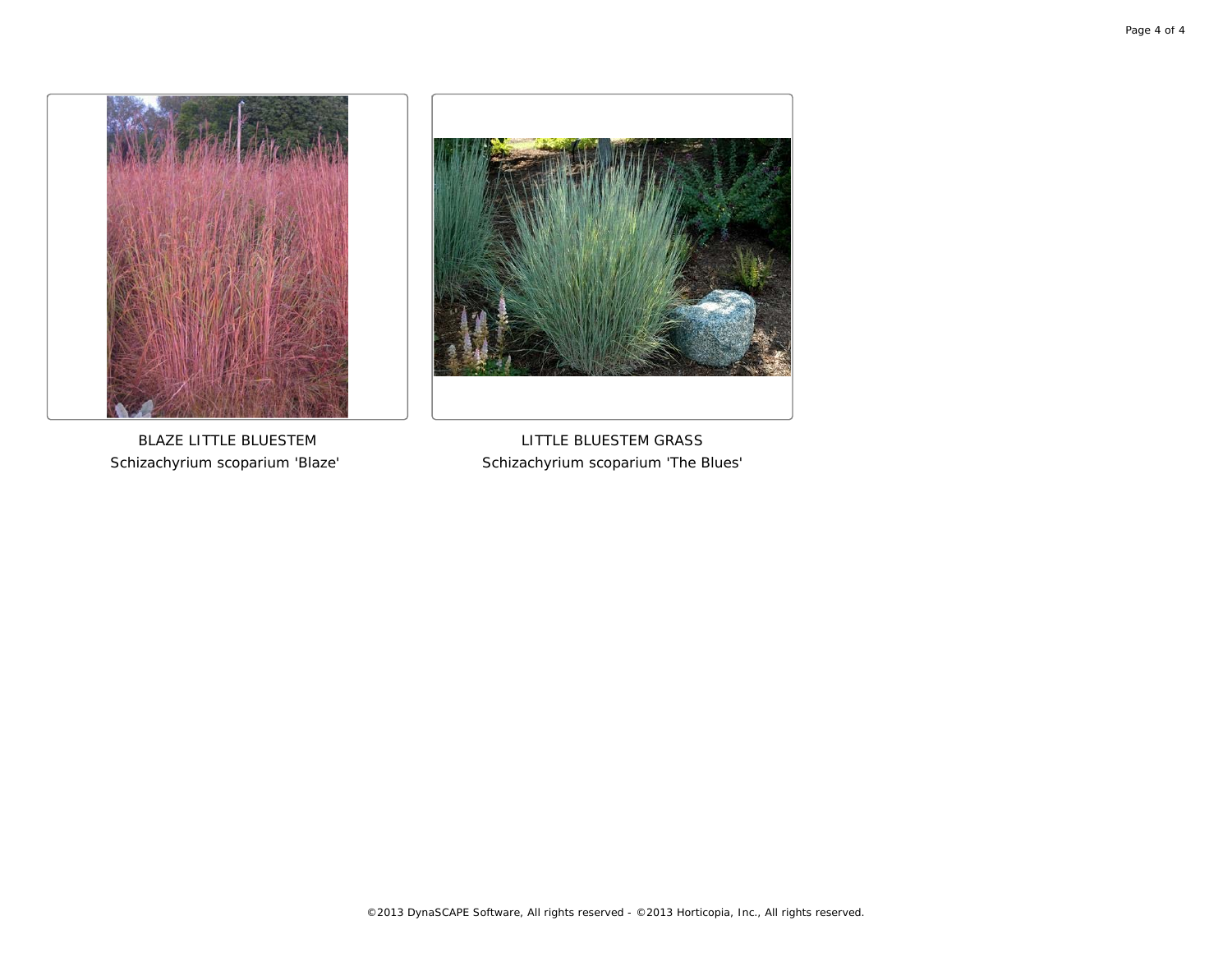BLAZE LITTLE BLUESTEM
Schizachyrium scoparium 'Blaze'

LITTLE BLUESTEM GRASS
Schizachyrium scoparium 'The Blues'

©2013 DynaSCAPE Software, All rights reserved - ©2013 Horticopia, Inc., All rights reserved.